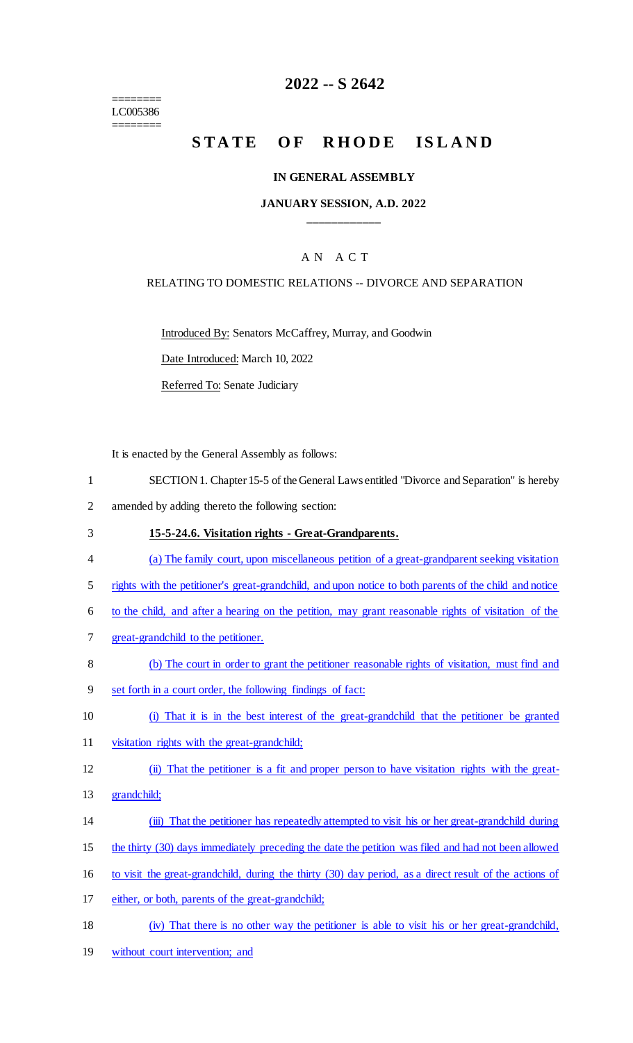========
LC005386
========

# 2022 -- S 2642

# STATE OF RHODE ISLAND

### IN GENERAL ASSEMBLY

### JANUARY SESSION, A.D. 2022

\_\_\_\_\_\_\_\_\_\_\_\_

## A N A C T

RELATING TO DOMESTIC RELATIONS -- DIVORCE AND SEPARATION

Introduced By: Senators McCaffrey, Murray, and Goodwin

Date Introduced: March 10, 2022

Referred To: Senate Judiciary

It is enacted by the General Assembly as follows:

1 SECTION 1. Chapter 15-5 of the General Laws entitled "Divorce and Separation" is hereby
2 amended by adding thereto the following section:

3 **15-5-24.6. Visitation rights - Great-Grandparents.**

4 (a) The family court, upon miscellaneous petition of a great-grandparent seeking visitation
5 rights with the petitioner's great-grandchild, and upon notice to both parents of the child and notice
6 to the child, and after a hearing on the petition, may grant reasonable rights of visitation of the
7 great-grandchild to the petitioner.

8 (b) The court in order to grant the petitioner reasonable rights of visitation, must find and
9 set forth in a court order, the following findings of fact:

10 (i) That it is in the best interest of the great-grandchild that the petitioner be granted
11 visitation rights with the great-grandchild;

12 (ii) That the petitioner is a fit and proper person to have visitation rights with the great-
13 grandchild;

14 (iii) That the petitioner has repeatedly attempted to visit his or her great-grandchild during
15 the thirty (30) days immediately preceding the date the petition was filed and had not been allowed
16 to visit the great-grandchild, during the thirty (30) day period, as a direct result of the actions of
17 either, or both, parents of the great-grandchild;

18 (iv) That there is no other way the petitioner is able to visit his or her great-grandchild,
19 without court intervention; and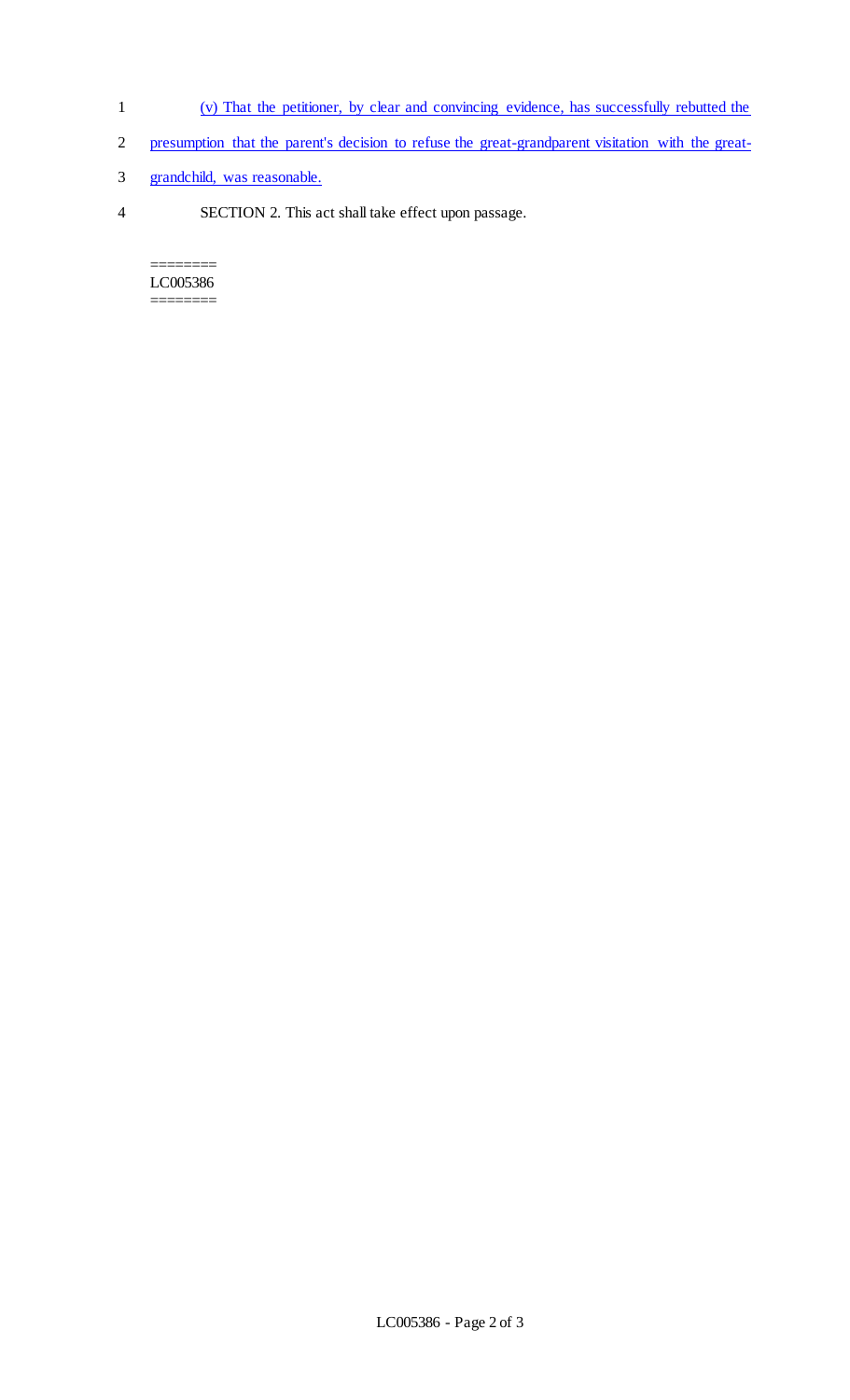(v) That the petitioner, by clear and convincing evidence, has successfully rebutted the presumption that the parent's decision to refuse the great-grandparent visitation with the great-grandchild, was reasonable.

SECTION 2. This act shall take effect upon passage.

========
LC005386
========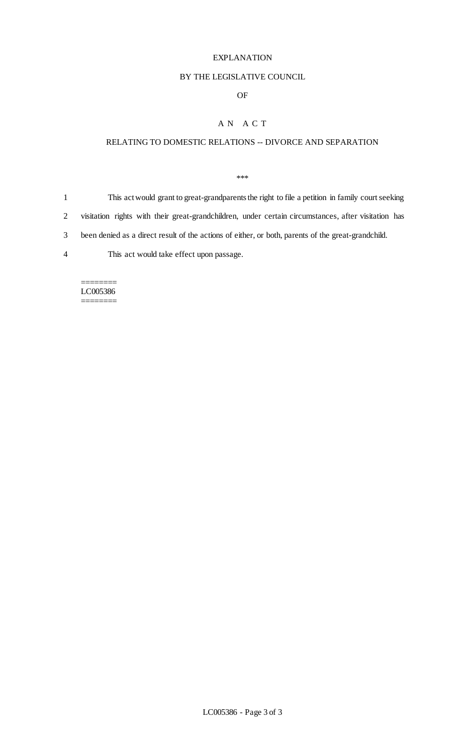EXPLANATION

BY THE LEGISLATIVE COUNCIL

OF

A N A C T

RELATING TO DOMESTIC RELATIONS -- DIVORCE AND SEPARATION

***

1 This act would grant to great-grandparents the right to file a petition in family court seeking
2 visitation rights with their great-grandchildren, under certain circumstances, after visitation has
3 been denied as a direct result of the actions of either, or both, parents of the great-grandchild.
4 This act would take effect upon passage.

========
LC005386
========